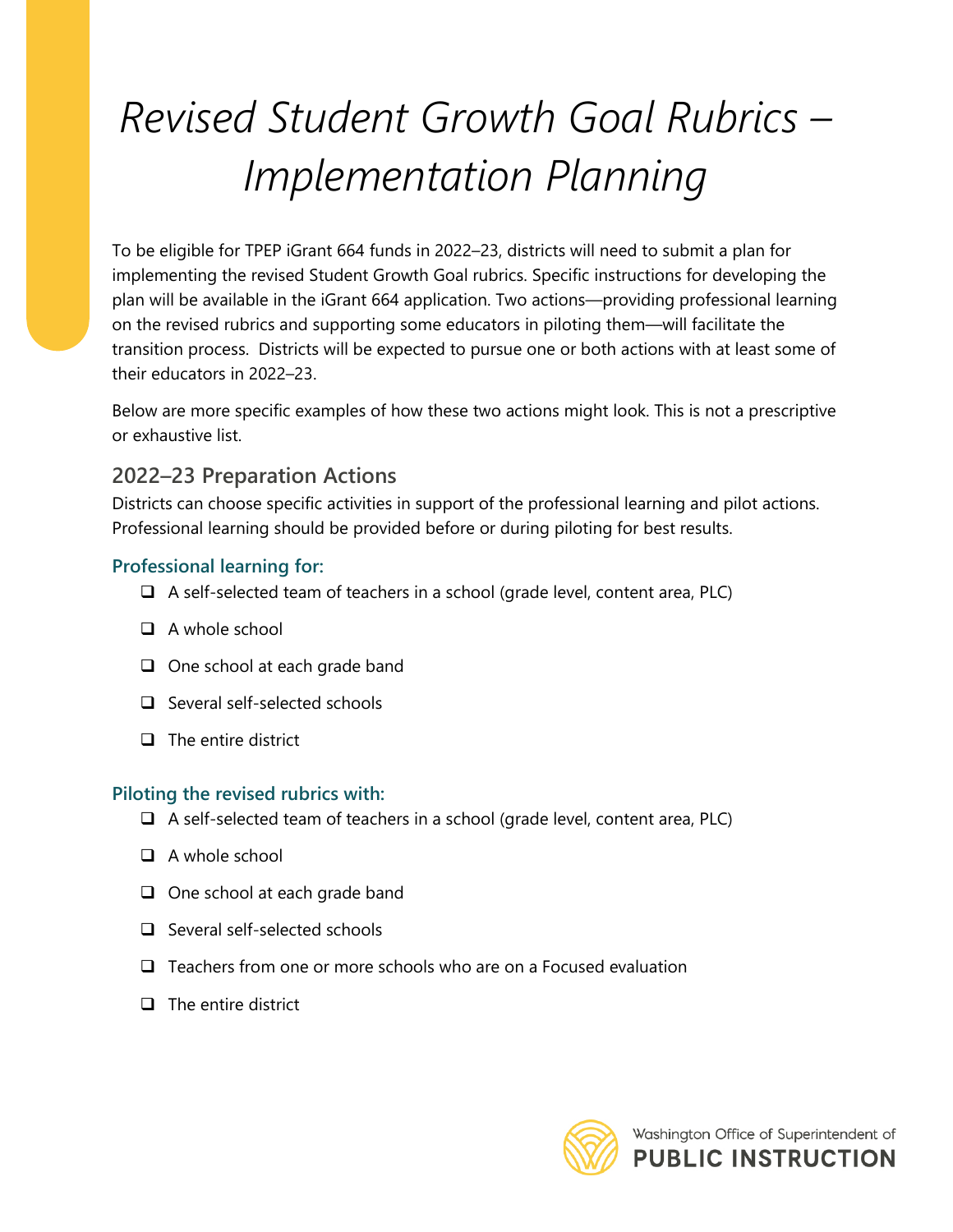# *Revised Student Growth Goal Rubrics – Implementation Planning*

To be eligible for TPEP iGrant 664 funds in 2022–23, districts will need to submit a plan for implementing the revised Student Growth Goal rubrics. Specific instructions for developing the plan will be available in the iGrant 664 application. Two actions—providing professional learning on the revised rubrics and supporting some educators in piloting them—will facilitate the transition process. Districts will be expected to pursue one or both actions with at least some of their educators in 2022–23.

Below are more specific examples of how these two actions might look. This is not a prescriptive or exhaustive list.

## 2022–23 Preparation Actions

Districts can choose specific activities in support of the professional learning and pilot actions. Professional learning should be provided before or during piloting for best results.

### Professional learning for:

- ❑ A self-selected team of teachers in a school (grade level, content area, PLC)
- ❑ A whole school
- ❑ One school at each grade band
- ❑ Several self-selected schools
- ❑ The entire district

### Piloting the revised rubrics with:

- ❑ A self-selected team of teachers in a school (grade level, content area, PLC)
- ❑ A whole school
- ❑ One school at each grade band
- ❑ Several self-selected schools
- ❑ Teachers from one or more schools who are on a Focused evaluation
- ❑ The entire district

Washington Office of Superintendent of **PUBLIC INSTRUCTION**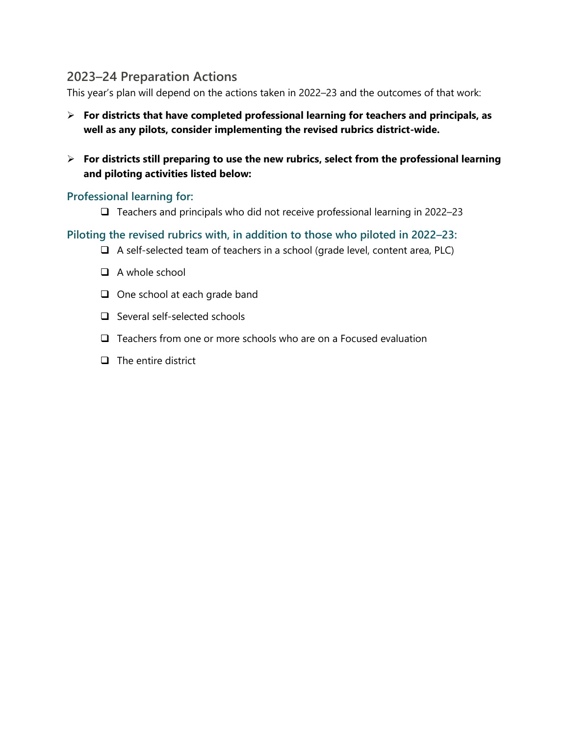## 2023–24 Preparation Actions

This year's plan will depend on the actions taken in 2022–23 and the outcomes of that work:

- **For districts that have completed professional learning for teachers and principals, as well as any pilots, consider implementing the revised rubrics district-wide.**

- **For districts still preparing to use the new rubrics, select from the professional learning and piloting activities listed below:**

### Professional learning for:

- ☐ Teachers and principals who did not receive professional learning in 2022–23

### Piloting the revised rubrics with, in addition to those who piloted in 2022–23:

- ☐ A self-selected team of teachers in a school (grade level, content area, PLC)
- ☐ A whole school
- ☐ One school at each grade band
- ☐ Several self-selected schools
- ☐ Teachers from one or more schools who are on a Focused evaluation
- ☐ The entire district